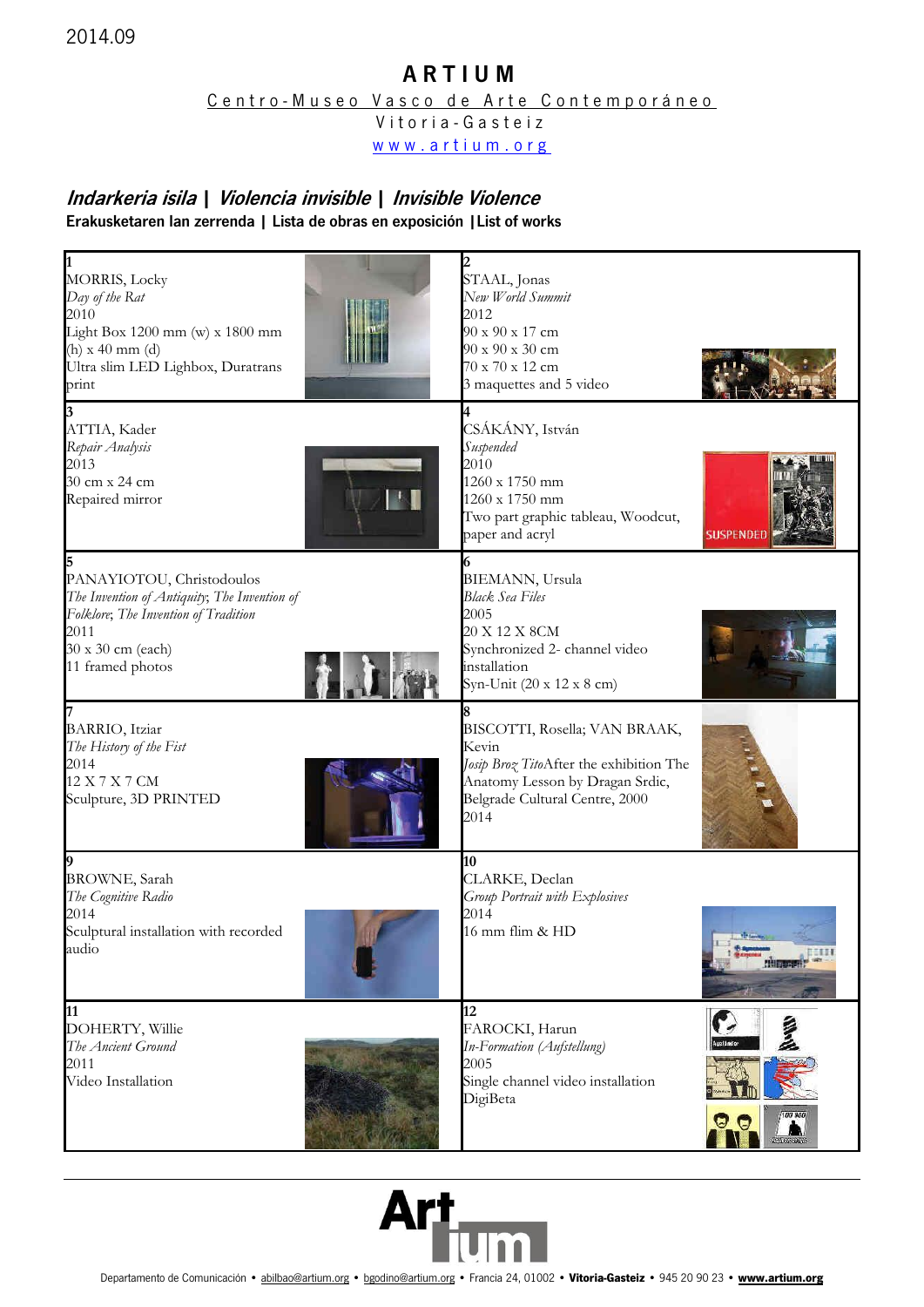2014.09

# ARTIUM

Centro-Museo Vasco de Arte Contemporáneo

Vitoria-Gasteiz

www.artium.org

## *Indarkeria isila* | *Violencia invisible* | *Invisible Violence*

**Erakusketaren lan zerrenda | Lista de obras en exposición | List of works**

| | |
|---|---|
| **1**<br>MORRIS, Locky<br>*Day of the Rat*<br>2010<br>Light Box 1200 mm (w) x 1800 mm (h) x 40 mm (d)<br>Ultra slim LED Lighbox, Duratrans print | **2**<br>STAAL, Jonas<br>*New World Summit*<br>2012<br>90 x 90 x 17 cm<br>90 x 90 x 30 cm<br>70 x 70 x 12 cm<br>3 maquettes and 5 video |
| **3**<br>ATTIA, Kader<br>*Repair Analysis*<br>2013<br>30 cm x 24 cm<br>Repaired mirror | **4**<br>CSÁKÁNY, István<br>*Suspended*<br>2010<br>1260 x 1750 mm<br>1260 x 1750 mm<br>Two part graphic tableau, Woodcut, paper and acryl |
| **5**<br>PANAYIOTOU, Christodoulos<br>*The Invention of Antiquity*; *The Invention of Folklore*; *The Invention of Tradition*<br>2011<br>30 x 30 cm (each)<br>11 framed photos | **6**<br>BIEMANN, Ursula<br>*Black Sea Files*<br>2005<br>20 X 12 X 8CM<br>Synchronized 2- channel video installation<br>Syn-Unit (20 x 12 x 8 cm) |
| **7**<br>BARRIO, Itziar<br>*The History of the Fist*<br>2014<br>12 X 7 X 7 CM<br>Sculpture, 3D PRINTED | **8**<br>BISCOTTI, Rosella; VAN BRAAK, Kevin<br>*Josip Broz Tito*After the exhibition The Anatomy Lesson by Dragan Srdic, Belgrade Cultural Centre, 2000<br>2014 |
| **9**<br>BROWNE, Sarah<br>*The Cognitive Radio*<br>2014<br>Sculptural installation with recorded audio | **10**<br>CLARKE, Declan<br>*Group Portrait with Explosives*<br>2014<br>16 mm flim & HD |
| **11**<br>DOHERTY, Willie<br>*The Ancient Ground*<br>2011<br>Video Installation | **12**<br>FAROCKI, Harun<br>*In-Formation (Aufstellung)*<br>2005<br>Single channel video installation<br>DigiBeta |

Departamento de Comunicación • abilbao@artium.org • bgodino@artium.org • Francia 24, 01002 • **Vitoria-Gasteiz** • 945 20 90 23 • **www.artium.org**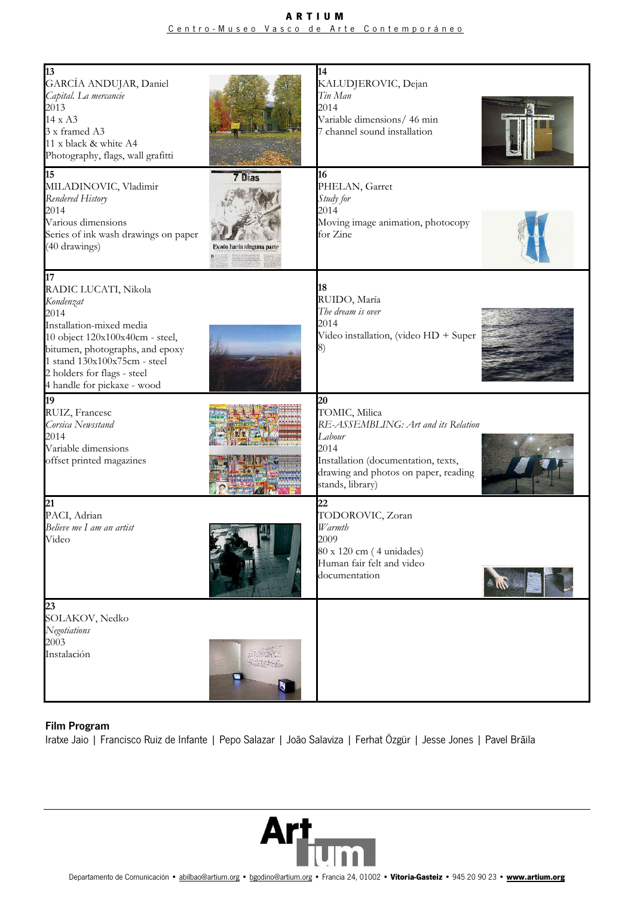| | |
|---|---|
| **13**<br>GARCÍA ANDUJAR, Daniel<br>*Capital. La mercancie*<br>2013<br>14 x A3<br>3 x framed A3<br>11 x black & white A4<br>Photography, flags, wall grafitti | **14**<br>KALUDJEROVIC, Dejan<br>*Tin Man*<br>2014<br>Variable dimensions/ 46 min<br>7 channel sound installation |
| **15**<br>MILADINOVIC, Vladimir<br>*Rendered History*<br>2014<br>Various dimensions<br>Series of ink wash drawings on paper<br>(40 drawings) | **16**<br>PHELAN, Garret<br>*Study for*<br>2014<br>Moving image animation, photocopy for Zine |
| **17**<br>RADIC LUCATI, Nikola<br>*Kondenzat*<br>2014<br>Installation-mixed media<br>10 object 120x100x40cm - steel, bitumen, photographs, and epoxy<br>1 stand 130x100x75cm - steel<br>2 holders for flags - steel<br>4 handle for pickaxe - wood | **18**<br>RUIDO, María<br>*The dream is over*<br>2014<br>Video installation, (video HD + Super 8) |
| **19**<br>RUIZ, Francesc<br>*Corsica Newsstand*<br>2014<br>Variable dimensions<br>offset printed magazines | **20**<br>TOMIC, Milica<br>*RE-ASSEMBLING: Art and its Relation Labour*<br>2014<br>Installation (documentation, texts, drawing and photos on paper, reading stands, library) |
| **21**<br>PACI, Adrian<br>*Believe me I am an artist*<br>Video | **22**<br>TODOROVIC, Zoran<br>*Warmth*<br>2009<br>80 x 120 cm ( 4 unidades)<br>Human fair felt and video documentation |
| **23**<br>SOLAKOV, Nedko<br>*Negotiations*<br>2003<br>Instalación | |

**Film Program**

Iratxe Jaio | Francisco Ruiz de Infante | Pepo Salazar | João Salaviza | Ferhat Özgür | Jesse Jones | Pavel Brăila

Departamento de Comunicación • abilbao@artium.org • bgodino@artium.org • Francia 24, 01002 • **Vitoria-Gasteiz** • 945 20 90 23 • **www.artium.org**